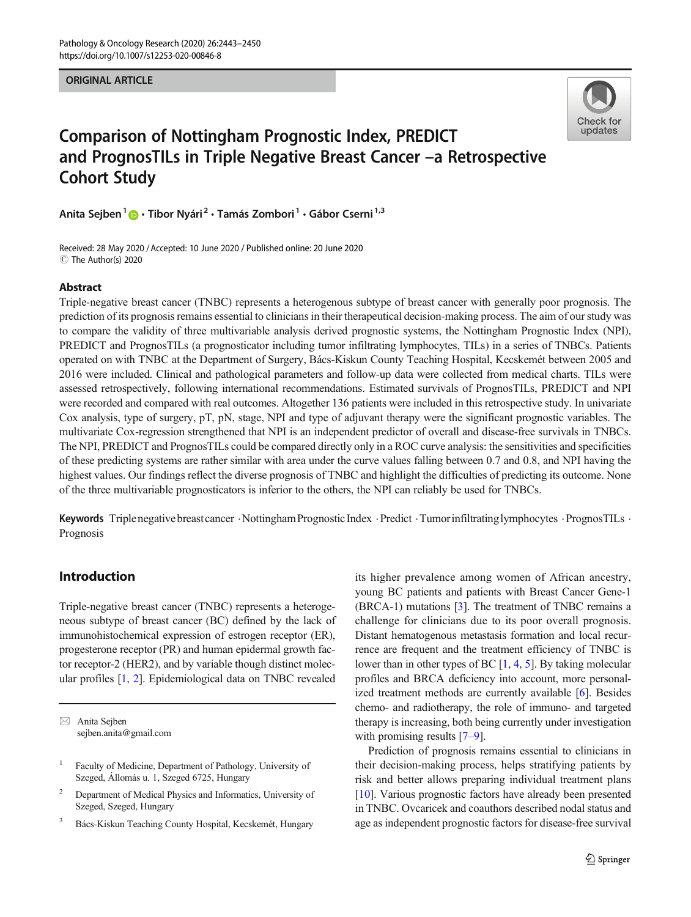ORIGINAL ARTICLE

# Comparison of Nottingham Prognostic Index, PREDICT and PrognosTILs in Triple Negative Breast Cancer –a Retrospective Cohort Study

**Anita Sejben**[1] · **Tibor Nyári**[2] · **Tamás Zombori**[1] · **Gábor Cserni**[1,3]

Received: 28 May 2020 / Accepted: 10 June 2020 / Published online: 20 June 2020
© The Author(s) 2020

## Abstract

Triple-negative breast cancer (TNBC) represents a heterogenous subtype of breast cancer with generally poor prognosis. The prediction of its prognosis remains essential to clinicians in their therapeutical decision-making process. The aim of our study was to compare the validity of three multivariable analysis derived prognostic systems, the Nottingham Prognostic Index (NPI), PREDICT and PrognosTILs (a prognosticator including tumor infiltrating lymphocytes, TILs) in a series of TNBCs. Patients operated on with TNBC at the Department of Surgery, Bács-Kiskun County Teaching Hospital, Kecskemét between 2005 and 2016 were included. Clinical and pathological parameters and follow-up data were collected from medical charts. TILs were assessed retrospectively, following international recommendations. Estimated survivals of PrognosTILs, PREDICT and NPI were recorded and compared with real outcomes. Altogether 136 patients were included in this retrospective study. In univariate Cox analysis, type of surgery, pT, pN, stage, NPI and type of adjuvant therapy were the significant prognostic variables. The multivariate Cox-regression strengthened that NPI is an independent predictor of overall and disease-free survivals in TNBCs. The NPI, PREDICT and PrognosTILs could be compared directly only in a ROC curve analysis: the sensitivities and specificities of these predicting systems are rather similar with area under the curve values falling between 0.7 and 0.8, and NPI having the highest values. Our findings reflect the diverse prognosis of TNBC and highlight the difficulties of predicting its outcome. None of the three multivariable prognosticators is inferior to the others, the NPI can reliably be used for TNBCs.

**Keywords** Triple negative breast cancer · Nottingham Prognostic Index · Predict · Tumor infiltrating lymphocytes · PrognosTILs · Prognosis

## Introduction

Triple-negative breast cancer (TNBC) represents a heterogeneous subtype of breast cancer (BC) defined by the lack of immunohistochemical expression of estrogen receptor (ER), progesterone receptor (PR) and human epidermal growth factor receptor-2 (HER2), and by variable though distinct molecular profiles [1, 2]. Epidemiological data on TNBC revealed its higher prevalence among women of African ancestry, young BC patients and patients with Breast Cancer Gene-1 (BRCA-1) mutations [3]. The treatment of TNBC remains a challenge for clinicians due to its poor overall prognosis. Distant hematogenous metastasis formation and local recurrence are frequent and the treatment efficiency of TNBC is lower than in other types of BC [1, 4, 5]. By taking molecular profiles and BRCA deficiency into account, more personalized treatment methods are currently available [6]. Besides chemo- and radiotherapy, the role of immuno- and targeted therapy is increasing, both being currently under investigation with promising results [7–9].

Prediction of prognosis remains essential to clinicians in their decision-making process, helps stratifying patients by risk and better allows preparing individual treatment plans [10]. Various prognostic factors have already been presented in TNBC. Ovcaricek and coauthors described nodal status and age as independent prognostic factors for disease-free survival

✉ Anita Sejben
sejben.anita@gmail.com

1 Faculty of Medicine, Department of Pathology, University of Szeged, Állomás u. 1, Szeged 6725, Hungary

2 Department of Medical Physics and Informatics, University of Szeged, Szeged, Hungary

3 Bács-Kiskun Teaching County Hospital, Kecskemét, Hungary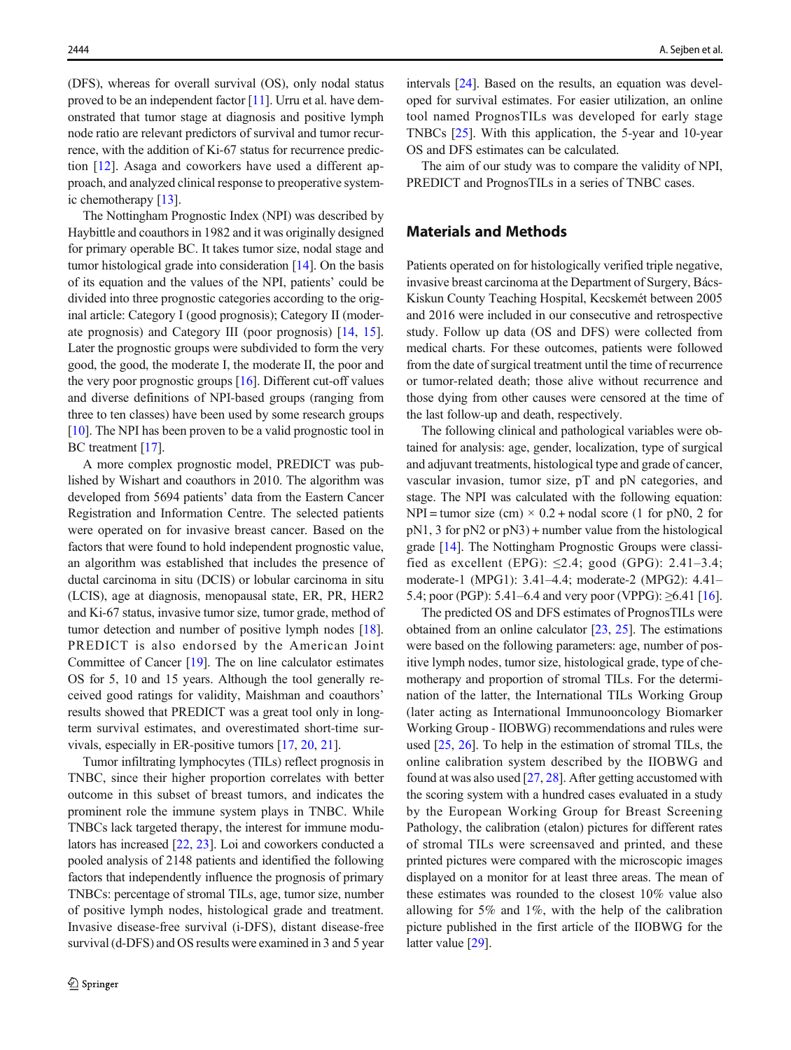(DFS), whereas for overall survival (OS), only nodal status proved to be an independent factor [11]. Urru et al. have demonstrated that tumor stage at diagnosis and positive lymph node ratio are relevant predictors of survival and tumor recurrence, with the addition of Ki-67 status for recurrence prediction [12]. Asaga and coworkers have used a different approach, and analyzed clinical response to preoperative systemic chemotherapy [13].

The Nottingham Prognostic Index (NPI) was described by Haybittle and coauthors in 1982 and it was originally designed for primary operable BC. It takes tumor size, nodal stage and tumor histological grade into consideration [14]. On the basis of its equation and the values of the NPI, patients' could be divided into three prognostic categories according to the original article: Category I (good prognosis); Category II (moderate prognosis) and Category III (poor prognosis) [14, 15]. Later the prognostic groups were subdivided to form the very good, the good, the moderate I, the moderate II, the poor and the very poor prognostic groups [16]. Different cut-off values and diverse definitions of NPI-based groups (ranging from three to ten classes) have been used by some research groups [10]. The NPI has been proven to be a valid prognostic tool in BC treatment [17].

A more complex prognostic model, PREDICT was published by Wishart and coauthors in 2010. The algorithm was developed from 5694 patients' data from the Eastern Cancer Registration and Information Centre. The selected patients were operated on for invasive breast cancer. Based on the factors that were found to hold independent prognostic value, an algorithm was established that includes the presence of ductal carcinoma in situ (DCIS) or lobular carcinoma in situ (LCIS), age at diagnosis, menopausal state, ER, PR, HER2 and Ki-67 status, invasive tumor size, tumor grade, method of tumor detection and number of positive lymph nodes [18]. PREDICT is also endorsed by the American Joint Committee of Cancer [19]. The on line calculator estimates OS for 5, 10 and 15 years. Although the tool generally received good ratings for validity, Maishman and coauthors' results showed that PREDICT was a great tool only in long-term survival estimates, and overestimated short-time survivals, especially in ER-positive tumors [17, 20, 21].

Tumor infiltrating lymphocytes (TILs) reflect prognosis in TNBC, since their higher proportion correlates with better outcome in this subset of breast tumors, and indicates the prominent role the immune system plays in TNBC. While TNBCs lack targeted therapy, the interest for immune modulators has increased [22, 23]. Loi and coworkers conducted a pooled analysis of 2148 patients and identified the following factors that independently influence the prognosis of primary TNBCs: percentage of stromal TILs, age, tumor size, number of positive lymph nodes, histological grade and treatment. Invasive disease-free survival (i-DFS), distant disease-free survival (d-DFS) and OS results were examined in 3 and 5 year intervals [24]. Based on the results, an equation was developed for survival estimates. For easier utilization, an online tool named PrognosTILs was developed for early stage TNBCs [25]. With this application, the 5-year and 10-year OS and DFS estimates can be calculated.

The aim of our study was to compare the validity of NPI, PREDICT and PrognosTILs in a series of TNBC cases.

## Materials and Methods

Patients operated on for histologically verified triple negative, invasive breast carcinoma at the Department of Surgery, Bács-Kiskun County Teaching Hospital, Kecskemét between 2005 and 2016 were included in our consecutive and retrospective study. Follow up data (OS and DFS) were collected from medical charts. For these outcomes, patients were followed from the date of surgical treatment until the time of recurrence or tumor-related death; those alive without recurrence and those dying from other causes were censored at the time of the last follow-up and death, respectively.

The following clinical and pathological variables were obtained for analysis: age, gender, localization, type of surgical and adjuvant treatments, histological type and grade of cancer, vascular invasion, tumor size, pT and pN categories, and stage. The NPI was calculated with the following equation: NPI = tumor size (cm) × 0.2 + nodal score (1 for pN0, 2 for pN1, 3 for pN2 or pN3) + number value from the histological grade [14]. The Nottingham Prognostic Groups were classified as excellent (EPG): ≤2.4; good (GPG): 2.41–3.4; moderate-1 (MPG1): 3.41–4.4; moderate-2 (MPG2): 4.41–5.4; poor (PGP): 5.41–6.4 and very poor (VPPG): ≥6.41 [16].

The predicted OS and DFS estimates of PrognosTILs were obtained from an online calculator [23, 25]. The estimations were based on the following parameters: age, number of positive lymph nodes, tumor size, histological grade, type of chemotherapy and proportion of stromal TILs. For the determination of the latter, the International TILs Working Group (later acting as International Immunooncology Biomarker Working Group - IIOBWG) recommendations and rules were used [25, 26]. To help in the estimation of stromal TILs, the online calibration system described by the IIOBWG and found at was also used [27, 28]. After getting accustomed with the scoring system with a hundred cases evaluated in a study by the European Working Group for Breast Screening Pathology, the calibration (etalon) pictures for different rates of stromal TILs were screensaved and printed, and these printed pictures were compared with the microscopic images displayed on a monitor for at least three areas. The mean of these estimates was rounded to the closest 10% value also allowing for 5% and 1%, with the help of the calibration picture published in the first article of the IIOBWG for the latter value [29].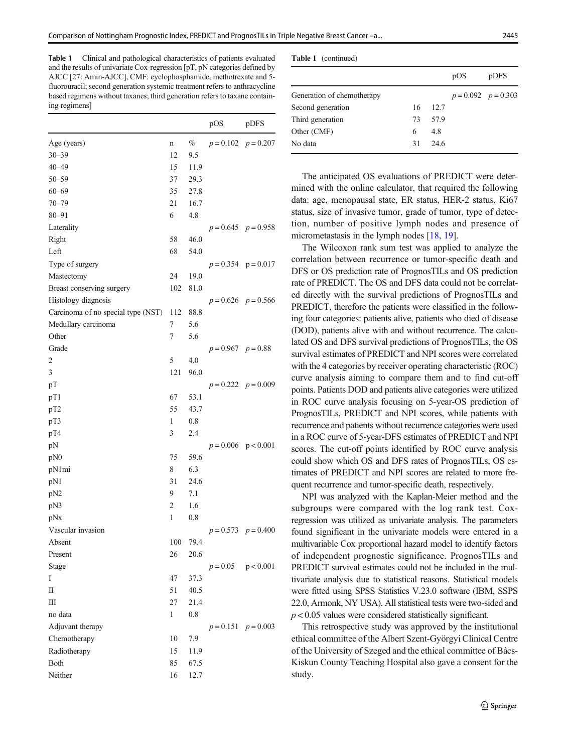**Table 1** Clinical and pathological characteristics of patients evaluated and the results of univariate Cox-regression [pT, pN categories defined by AJCC [27: Amin-AJCC], CMF: cyclophosphamide, methotrexate and 5-fluorouracil; second generation systemic treatment refers to anthracycline based regimens without taxanes; third generation refers to taxane containing regimens]

| | | | pOS | pDFS |
|---|---|---|---|---|
| Age (years) | n | % | $p = 0.102$ | $p = 0.207$ |
| 30–39 | 12 | 9.5 | | |
| 40–49 | 15 | 11.9 | | |
| 50–59 | 37 | 29.3 | | |
| 60–69 | 35 | 27.8 | | |
| 70–79 | 21 | 16.7 | | |
| 80–91 | 6 | 4.8 | | |
| Laterality | | | $p = 0.645$ | $p = 0.958$ |
| Right | 58 | 46.0 | | |
| Left | 68 | 54.0 | | |
| Type of surgery | | | $p = 0.354$ | $p = 0.017$ |
| Mastectomy | 24 | 19.0 | | |
| Breast conserving surgery | 102 | 81.0 | | |
| Histology diagnosis | | | $p = 0.626$ | $p = 0.566$ |
| Carcinoma of no special type (NST) | 112 | 88.8 | | |
| Medullary carcinoma | 7 | 5.6 | | |
| Other | 7 | 5.6 | | |
| Grade | | | $p = 0.967$ | $p = 0.88$ |
| 2 | 5 | 4.0 | | |
| 3 | 121 | 96.0 | | |
| pT | | | $p = 0.222$ | $p = 0.009$ |
| pT1 | 67 | 53.1 | | |
| pT2 | 55 | 43.7 | | |
| pT3 | 1 | 0.8 | | |
| pT4 | 3 | 2.4 | | |
| pN | | | $p = 0.006$ | $p < 0.001$ |
| pN0 | 75 | 59.6 | | |
| pN1mi | 8 | 6.3 | | |
| pN1 | 31 | 24.6 | | |
| pN2 | 9 | 7.1 | | |
| pN3 | 2 | 1.6 | | |
| pNx | 1 | 0.8 | | |
| Vascular invasion | | | $p = 0.573$ | $p = 0.400$ |
| Absent | 100 | 79.4 | | |
| Present | 26 | 20.6 | | |
| Stage | | | $p = 0.05$ | $p < 0.001$ |
| I | 47 | 37.3 | | |
| II | 51 | 40.5 | | |
| III | 27 | 21.4 | | |
| no data | 1 | 0.8 | | |
| Adjuvant therapy | | | $p = 0.151$ | $p = 0.003$ |
| Chemotherapy | 10 | 7.9 | | |
| Radiotherapy | 15 | 11.9 | | |
| Both | 85 | 67.5 | | |
| Neither | 16 | 12.7 | | |
| Generation of chemotherapy | | | $p = 0.092$ | $p = 0.303$ |
| Second generation | 16 | 12.7 | | |
| Third generation | 73 | 57.9 | | |
| Other (CMF) | 6 | 4.8 | | |
| No data | 31 | 24.6 | | |

The anticipated OS evaluations of PREDICT were determined with the online calculator, that required the following data: age, menopausal state, ER status, HER-2 status, Ki67 status, size of invasive tumor, grade of tumor, type of detection, number of positive lymph nodes and presence of micrometastasis in the lymph nodes [18, 19].

The Wilcoxon rank sum test was applied to analyze the correlation between recurrence or tumor-specific death and DFS or OS prediction rate of PrognosTILs and OS prediction rate of PREDICT. The OS and DFS data could not be correlated directly with the survival predictions of PrognosTILs and PREDICT, therefore the patients were classified in the following four categories: patients alive, patients who died of disease (DOD), patients alive with and without recurrence. The calculated OS and DFS survival predictions of PrognosTILs, the OS survival estimates of PREDICT and NPI scores were correlated with the 4 categories by receiver operating characteristic (ROC) curve analysis aiming to compare them and to find cut-off points. Patients DOD and patients alive categories were utilized in ROC curve analysis focusing on 5-year-OS prediction of PrognosTILs, PREDICT and NPI scores, while patients with recurrence and patients without recurrence categories were used in a ROC curve of 5-year-DFS estimates of PREDICT and NPI scores. The cut-off points identified by ROC curve analysis could show which OS and DFS rates of PrognosTILs, OS estimates of PREDICT and NPI scores are related to more frequent recurrence and tumor-specific death, respectively.

NPI was analyzed with the Kaplan-Meier method and the subgroups were compared with the log rank test. Cox-regression was utilized as univariate analysis. The parameters found significant in the univariate models were entered in a multivariable Cox proportional hazard model to identify factors of independent prognostic significance. PrognosTILs and PREDICT survival estimates could not be included in the multivariate analysis due to statistical reasons. Statistical models were fitted using SPSS Statistics V.23.0 software (IBM, SSPS 22.0, Armonk, NY USA). All statistical tests were two-sided and $p < 0.05$ values were considered statistically significant.

This retrospective study was approved by the institutional ethical committee of the Albert Szent-Györgyi Clinical Centre of the University of Szeged and the ethical committee of Bács-Kiskun County Teaching Hospital also gave a consent for the study.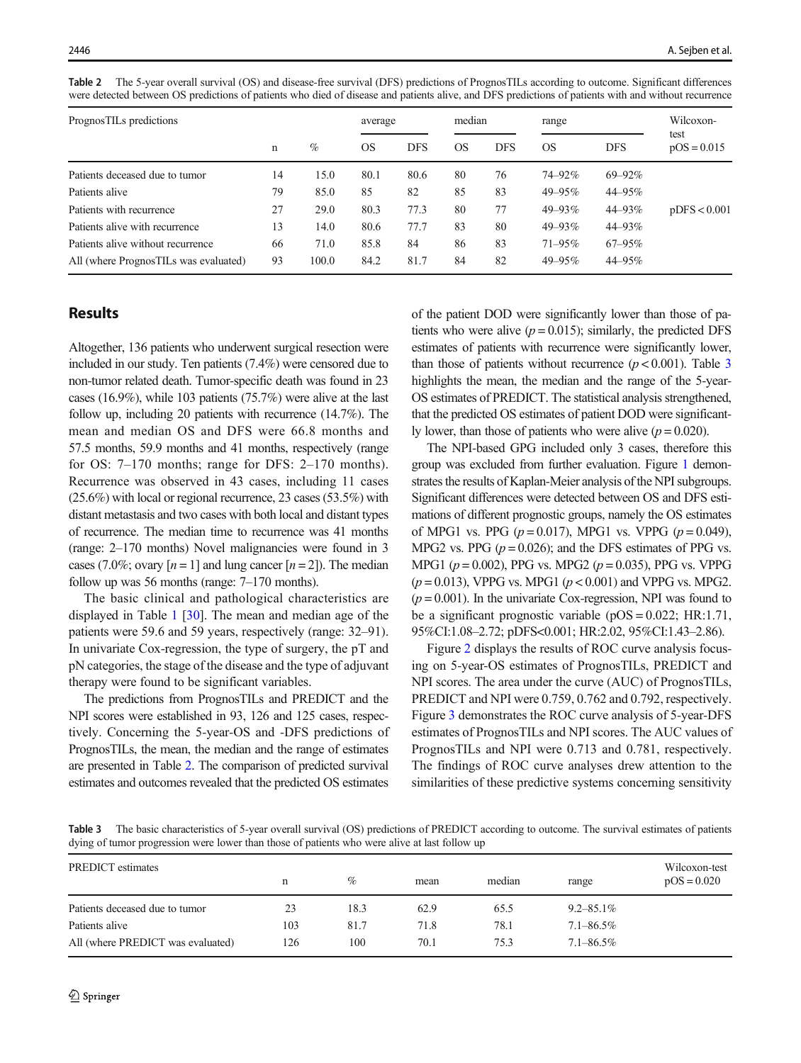**Table 2** The 5-year overall survival (OS) and disease-free survival (DFS) predictions of PrognosTILs according to outcome. Significant differences were detected between OS predictions of patients who died of disease and patients alive, and DFS predictions of patients with and without recurrence

| PrognosTILs predictions | n | % | average | | median | | range | | Wilcoxon-test $pOS = 0.015$ |
|---|---|---|---|---|---|---|---|---|---|
| | | | OS | DFS | OS | DFS | OS | DFS | |
| Patients deceased due to tumor | 14 | 15.0 | 80.1 | 80.6 | 80 | 76 | 74–92% | 69–92% | |
| Patients alive | 79 | 85.0 | 85 | 82 | 85 | 83 | 49–95% | 44–95% | |
| Patients with recurrence | 27 | 29.0 | 80.3 | 77.3 | 80 | 77 | 49–93% | 44–93% | $pDFS < 0.001$ |
| Patients alive with recurrence | 13 | 14.0 | 80.6 | 77.7 | 83 | 80 | 49–93% | 44–93% | |
| Patients alive without recurrence | 66 | 71.0 | 85.8 | 84 | 86 | 83 | 71–95% | 67–95% | |
| All (where PrognosTILs was evaluated) | 93 | 100.0 | 84.2 | 81.7 | 84 | 82 | 49–95% | 44–95% | |

## Results

Altogether, 136 patients who underwent surgical resection were included in our study. Ten patients (7.4%) were censored due to non-tumor related death. Tumor-specific death was found in 23 cases (16.9%), while 103 patients (75.7%) were alive at the last follow up, including 20 patients with recurrence (14.7%). The mean and median OS and DFS were 66.8 months and 57.5 months, 59.9 months and 41 months, respectively (range for OS: 7–170 months; range for DFS: 2–170 months). Recurrence was observed in 43 cases, including 11 cases (25.6%) with local or regional recurrence, 23 cases (53.5%) with distant metastasis and two cases with both local and distant types of recurrence. The median time to recurrence was 41 months (range: 2–170 months) Novel malignancies were found in 3 cases (7.0%; ovary [$n = 1$] and lung cancer [$n = 2$]). The median follow up was 56 months (range: 7–170 months).

The basic clinical and pathological characteristics are displayed in Table 1 [30]. The mean and median age of the patients were 59.6 and 59 years, respectively (range: 32–91). In univariate Cox-regression, the type of surgery, the pT and pN categories, the stage of the disease and the type of adjuvant therapy were found to be significant variables.

The predictions from PrognosTILs and PREDICT and the NPI scores were established in 93, 126 and 125 cases, respectively. Concerning the 5-year-OS and -DFS predictions of PrognosTILs, the mean, the median and the range of estimates are presented in Table 2. The comparison of predicted survival estimates and outcomes revealed that the predicted OS estimates of the patient DOD were significantly lower than those of patients who were alive ($p = 0.015$); similarly, the predicted DFS estimates of patients with recurrence were significantly lower, than those of patients without recurrence ($p < 0.001$). Table 3 highlights the mean, the median and the range of the 5-year-OS estimates of PREDICT. The statistical analysis strengthened, that the predicted OS estimates of patient DOD were significantly lower, than those of patients who were alive ($p = 0.020$).

The NPI-based GPG included only 3 cases, therefore this group was excluded from further evaluation. Figure 1 demonstrates the results of Kaplan-Meier analysis of the NPI subgroups. Significant differences were detected between OS and DFS estimations of different prognostic groups, namely the OS estimates of MPG1 vs. PPG ($p = 0.017$), MPG1 vs. VPPG ($p = 0.049$), MPG2 vs. PPG ($p = 0.026$); and the DFS estimates of PPG vs. MPG1 ($p = 0.002$), PPG vs. MPG2 ($p = 0.035$), PPG vs. VPPG ($p = 0.013$), VPPG vs. MPG1 ($p < 0.001$) and VPPG vs. MPG2. ($p = 0.001$). In the univariate Cox-regression, NPI was found to be a significant prognostic variable ($pOS = 0.022$; HR:1.71, 95%CI:1.08–2.72; $pDFS < 0.001$; HR:2.02, 95%CI:1.43–2.86).

Figure 2 displays the results of ROC curve analysis focusing on 5-year-OS estimates of PrognosTILs, PREDICT and NPI scores. The area under the curve (AUC) of PrognosTILs, PREDICT and NPI were 0.759, 0.762 and 0.792, respectively. Figure 3 demonstrates the ROC curve analysis of 5-year-DFS estimates of PrognosTILs and NPI scores. The AUC values of PrognosTILs and NPI were 0.713 and 0.781, respectively. The findings of ROC curve analyses drew attention to the similarities of these predictive systems concerning sensitivity

**Table 3** The basic characteristics of 5-year overall survival (OS) predictions of PREDICT according to outcome. The survival estimates of patients dying of tumor progression were lower than those of patients who were alive at last follow up

| PREDICT estimates | n | % | mean | median | range | Wilcoxon-test $pOS = 0.020$ |
|---|---|---|---|---|---|---|
| Patients deceased due to tumor | 23 | 18.3 | 62.9 | 65.5 | 9.2–85.1% | |
| Patients alive | 103 | 81.7 | 71.8 | 78.1 | 7.1–86.5% | |
| All (where PREDICT was evaluated) | 126 | 100 | 70.1 | 75.3 | 7.1–86.5% | |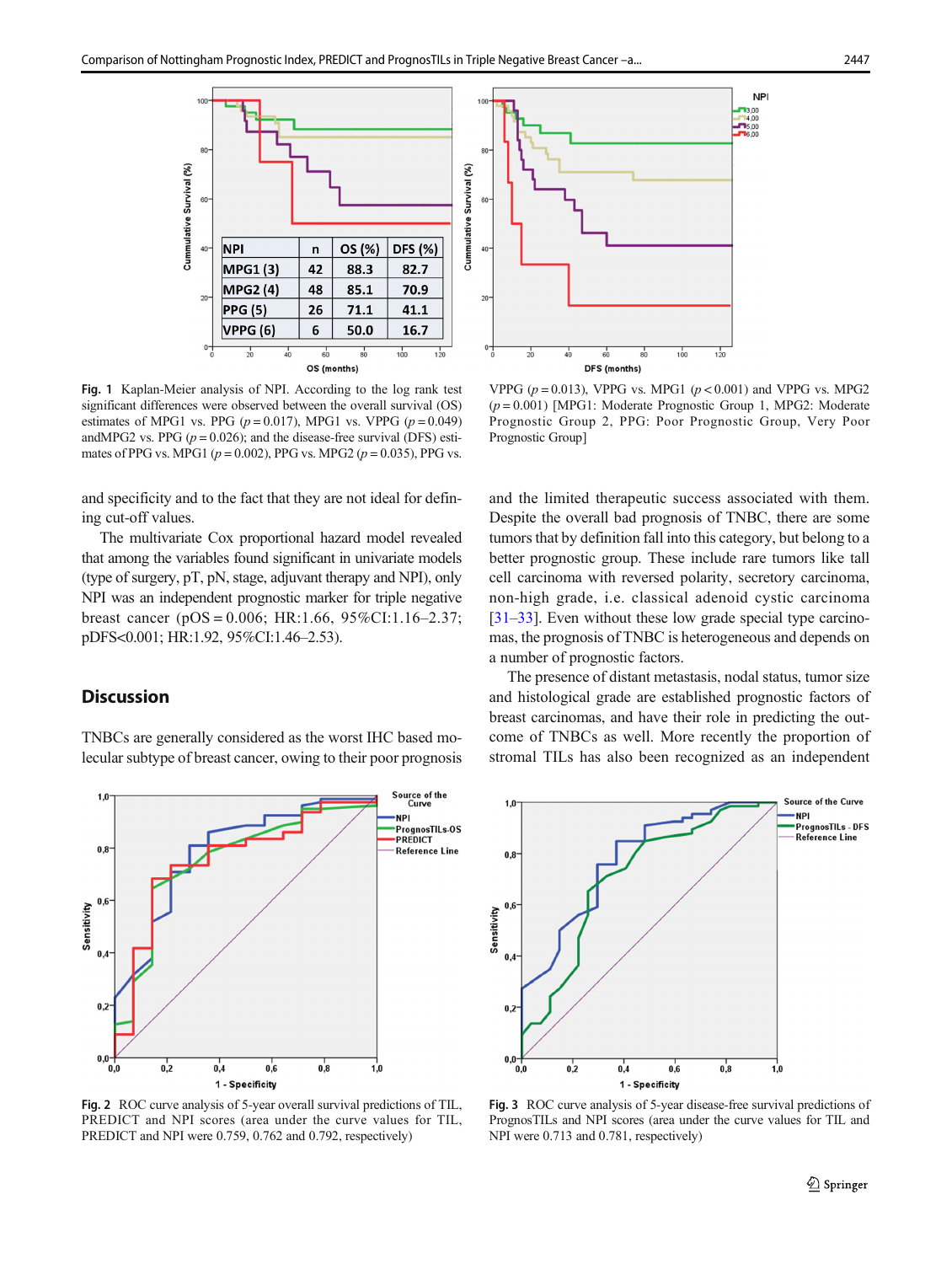| NPI | n | OS (%) | DFS (%) |
|---|---|---|---|
| MPG1 (3) | 42 | 88.3 | 82.7 |
| MPG2 (4) | 48 | 85.1 | 70.9 |
| PPG (5) | 26 | 71.1 | 41.1 |
| VPPG (6) | 6 | 50.0 | 16.7 |

**Fig. 1** Kaplan-Meier analysis of NPI. According to the log rank test significant differences were observed between the overall survival (OS) estimates of MPG1 vs. PPG ($p = 0.017$), MPG1 vs. VPPG ($p = 0.049$) andMPG2 vs. PPG ($p = 0.026$); and the disease-free survival (DFS) estimates of PPG vs. MPG1 ($p = 0.002$), PPG vs. MPG2 ($p = 0.035$), PPG vs. VPPG ($p = 0.013$), VPPG vs. MPG1 ($p < 0.001$) and VPPG vs. MPG2 ($p = 0.001$) [MPG1: Moderate Prognostic Group 1, MPG2: Moderate Prognostic Group 2, PPG: Poor Prognostic Group, Very Poor Prognostic Group]

and specificity and to the fact that they are not ideal for defining cut-off values.

The multivariate Cox proportional hazard model revealed that among the variables found significant in univariate models (type of surgery, pT, pN, stage, adjuvant therapy and NPI), only NPI was an independent prognostic marker for triple negative breast cancer (pOS = 0.006; HR:1.66, 95%CI:1.16–2.37; pDFS<0.001; HR:1.92, 95%CI:1.46–2.53).

## Discussion

TNBCs are generally considered as the worst IHC based molecular subtype of breast cancer, owing to their poor prognosis and the limited therapeutic success associated with them. Despite the overall bad prognosis of TNBC, there are some tumors that by definition fall into this category, but belong to a better prognostic group. These include rare tumors like tall cell carcinoma with reversed polarity, secretory carcinoma, non-high grade, i.e. classical adenoid cystic carcinoma [31–33]. Even without these low grade special type carcinomas, the prognosis of TNBC is heterogeneous and depends on a number of prognostic factors.

The presence of distant metastasis, nodal status, tumor size and histological grade are established prognostic factors of breast carcinomas, and have their role in predicting the outcome of TNBCs as well. More recently the proportion of stromal TILs has also been recognized as an independent

**Fig. 2** ROC curve analysis of 5-year overall survival predictions of TIL, PREDICT and NPI scores (area under the curve values for TIL, PREDICT and NPI were 0.759, 0.762 and 0.792, respectively)

**Fig. 3** ROC curve analysis of 5-year disease-free survival predictions of PrognosTILs and NPI scores (area under the curve values for TIL and NPI were 0.713 and 0.781, respectively)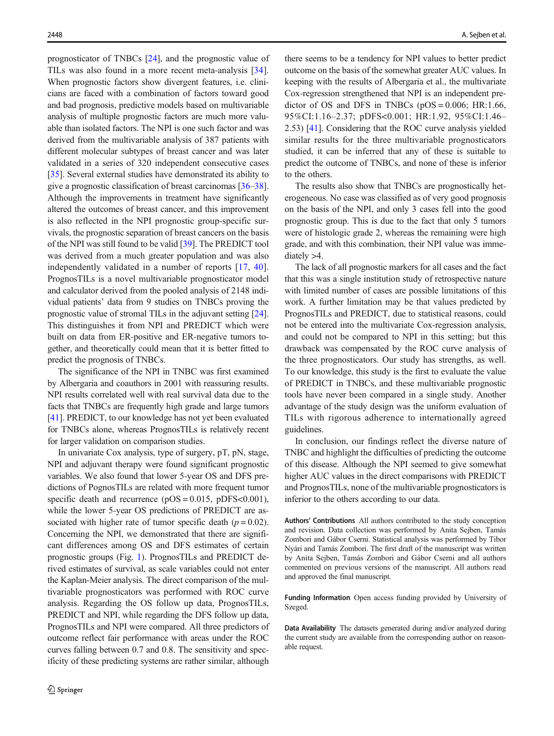prognosticator of TNBCs [24], and the prognostic value of TILs was also found in a more recent meta-analysis [34]. When prognostic factors show divergent features, i.e. clinicians are faced with a combination of factors toward good and bad prognosis, predictive models based on multivariable analysis of multiple prognostic factors are much more valuable than isolated factors. The NPI is one such factor and was derived from the multivariable analysis of 387 patients with different molecular subtypes of breast cancer and was later validated in a series of 320 independent consecutive cases [35]. Several external studies have demonstrated its ability to give a prognostic classification of breast carcinomas [36–38]. Although the improvements in treatment have significantly altered the outcomes of breast cancer, and this improvement is also reflected in the NPI prognostic group-specific survivals, the prognostic separation of breast cancers on the basis of the NPI was still found to be valid [39]. The PREDICT tool was derived from a much greater population and was also independently validated in a number of reports [17, 40]. PrognosTILs is a novel multivariable prognosticator model and calculator derived from the pooled analysis of 2148 individual patients' data from 9 studies on TNBCs proving the prognostic value of stromal TILs in the adjuvant setting [24]. This distinguishes it from NPI and PREDICT which were built on data from ER-positive and ER-negative tumors together, and theoretically could mean that it is better fitted to predict the prognosis of TNBCs.

The significance of the NPI in TNBC was first examined by Albergaria and coauthors in 2001 with reassuring results. NPI results correlated well with real survival data due to the facts that TNBCs are frequently high grade and large tumors [41]. PREDICT, to our knowledge has not yet been evaluated for TNBCs alone, whereas PrognosTILs is relatively recent for larger validation on comparison studies.

In univariate Cox analysis, type of surgery, pT, pN, stage, NPI and adjuvant therapy were found significant prognostic variables. We also found that lower 5-year OS and DFS predictions of PognosTILs are related with more frequent tumor specific death and recurrence (pOS = 0.015, pDFS<0.001), while the lower 5-year OS predictions of PREDICT are associated with higher rate of tumor specific death ($p = 0.02$). Concerning the NPI, we demonstrated that there are significant differences among OS and DFS estimates of certain prognostic groups (Fig. 1). PrognosTILs and PREDICT derived estimates of survival, as scale variables could not enter the Kaplan-Meier analysis. The direct comparison of the multivariable prognosticators was performed with ROC curve analysis. Regarding the OS follow up data, PrognosTILs, PREDICT and NPI, while regarding the DFS follow up data, PrognosTILs and NPI were compared. All three predictors of outcome reflect fair performance with areas under the ROC curves falling between 0.7 and 0.8. The sensitivity and specificity of these predicting systems are rather similar, although there seems to be a tendency for NPI values to better predict outcome on the basis of the somewhat greater AUC values. In keeping with the results of Albergaria et al., the multivariate Cox-regression strengthened that NPI is an independent predictor of OS and DFS in TNBCs (pOS = 0.006; HR:1.66, 95%CI:1.16–2.37; pDFS<0.001; HR:1.92, 95%CI:1.46–2.53) [41]. Considering that the ROC curve analysis yielded similar results for the three multivariable prognosticators studied, it can be inferred that any of these is suitable to predict the outcome of TNBCs, and none of these is inferior to the others.

The results also show that TNBCs are prognostically heterogeneous. No case was classified as of very good prognosis on the basis of the NPI, and only 3 cases fell into the good prognostic group. This is due to the fact that only 5 tumors were of histologic grade 2, whereas the remaining were high grade, and with this combination, their NPI value was immediately >4.

The lack of all prognostic markers for all cases and the fact that this was a single institution study of retrospective nature with limited number of cases are possible limitations of this work. A further limitation may be that values predicted by PrognosTILs and PREDICT, due to statistical reasons, could not be entered into the multivariate Cox-regression analysis, and could not be compared to NPI in this setting; but this drawback was compensated by the ROC curve analysis of the three prognosticators. Our study has strengths, as well. To our knowledge, this study is the first to evaluate the value of PREDICT in TNBCs, and these multivariable prognostic tools have never been compared in a single study. Another advantage of the study design was the uniform evaluation of TILs with rigorous adherence to internationally agreed guidelines.

In conclusion, our findings reflect the diverse nature of TNBC and highlight the difficulties of predicting the outcome of this disease. Although the NPI seemed to give somewhat higher AUC values in the direct comparisons with PREDICT and PrognosTILs, none of the multivariable prognosticators is inferior to the others according to our data.

**Authors' Contributions** All authors contributed to the study conception and revision. Data collection was performed by Anita Sejben, Tamás Zombori and Gábor Cserni. Statistical analysis was performed by Tibor Nyári and Tamás Zombori. The first draft of the manuscript was written by Anita Sejben, Tamás Zombori and Gábor Cserni and all authors commented on previous versions of the manuscript. All authors read and approved the final manuscript.

**Funding Information** Open access funding provided by University of Szeged.

**Data Availability** The datasets generated during and/or analyzed during the current study are available from the corresponding author on reasonable request.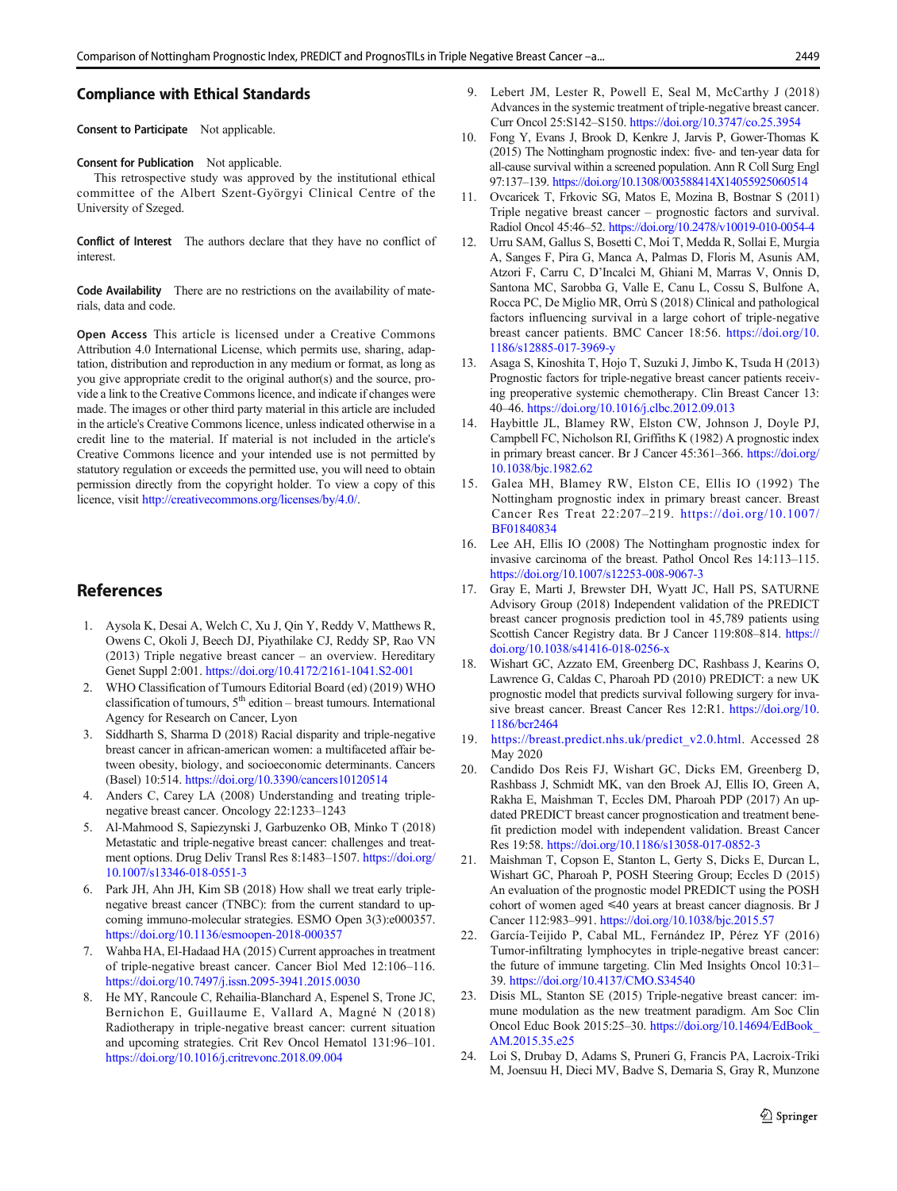## Compliance with Ethical Standards

**Consent to Participate** Not applicable.

**Consent for Publication** Not applicable.

This retrospective study was approved by the institutional ethical committee of the Albert Szent-Györgyi Clinical Centre of the University of Szeged.

**Conflict of Interest** The authors declare that they have no conflict of interest.

**Code Availability** There are no restrictions on the availability of materials, data and code.

**Open Access** This article is licensed under a Creative Commons Attribution 4.0 International License, which permits use, sharing, adaptation, distribution and reproduction in any medium or format, as long as you give appropriate credit to the original author(s) and the source, provide a link to the Creative Commons licence, and indicate if changes were made. The images or other third party material in this article are included in the article's Creative Commons licence, unless indicated otherwise in a credit line to the material. If material is not included in the article's Creative Commons licence and your intended use is not permitted by statutory regulation or exceeds the permitted use, you will need to obtain permission directly from the copyright holder. To view a copy of this licence, visit http://creativecommons.org/licenses/by/4.0/.

## References

1. Aysola K, Desai A, Welch C, Xu J, Qin Y, Reddy V, Matthews R, Owens C, Okoli J, Beech DJ, Piyathilake CJ, Reddy SP, Rao VN (2013) Triple negative breast cancer – an overview. Hereditary Genet Suppl 2:001. https://doi.org/10.4172/2161-1041.S2-001
2. WHO Classification of Tumours Editorial Board (ed) (2019) WHO classification of tumours, 5th edition – breast tumours. International Agency for Research on Cancer, Lyon
3. Siddharth S, Sharma D (2018) Racial disparity and triple-negative breast cancer in african-american women: a multifaceted affair between obesity, biology, and socioeconomic determinants. Cancers (Basel) 10:514. https://doi.org/10.3390/cancers10120514
4. Anders C, Carey LA (2008) Understanding and treating triple-negative breast cancer. Oncology 22:1233–1243
5. Al-Mahmood S, Sapiezynski J, Garbuzenko OB, Minko T (2018) Metastatic and triple-negative breast cancer: challenges and treatment options. Drug Deliv Transl Res 8:1483–1507. https://doi.org/10.1007/s13346-018-0551-3
6. Park JH, Ahn JH, Kim SB (2018) How shall we treat early triple-negative breast cancer (TNBC): from the current standard to upcoming immuno-molecular strategies. ESMO Open 3(3):e000357. https://doi.org/10.1136/esmoopen-2018-000357
7. Wahba HA, El-Hadaad HA (2015) Current approaches in treatment of triple-negative breast cancer. Cancer Biol Med 12:106–116. https://doi.org/10.7497/j.issn.2095-3941.2015.0030
8. He MY, Rancoule C, Rehailia-Blanchard A, Espenel S, Trone JC, Bernichon E, Guillaume E, Vallard A, Magné N (2018) Radiotherapy in triple-negative breast cancer: current situation and upcoming strategies. Crit Rev Oncol Hematol 131:96–101. https://doi.org/10.1016/j.critrevonc.2018.09.004
9. Lebert JM, Lester R, Powell E, Seal M, McCarthy J (2018) Advances in the systemic treatment of triple-negative breast cancer. Curr Oncol 25:S142–S150. https://doi.org/10.3747/co.25.3954
10. Fong Y, Evans J, Brook D, Kenkre J, Jarvis P, Gower-Thomas K (2015) The Nottingham prognostic index: five- and ten-year data for all-cause survival within a screened population. Ann R Coll Surg Engl 97:137–139. https://doi.org/10.1308/003588414X14055925060514
11. Ovcaricek T, Frkovic SG, Matos E, Mozina B, Bostnar S (2011) Triple negative breast cancer – prognostic factors and survival. Radiol Oncol 45:46–52. https://doi.org/10.2478/v10019-010-0054-4
12. Urru SAM, Gallus S, Bosetti C, Moi T, Medda R, Sollai E, Murgia A, Sanges F, Pira G, Manca A, Palmas D, Floris M, Asunis AM, Atzori F, Carru C, D'Incalci M, Ghiani M, Marras V, Onnis D, Santona MC, Sarobba G, Valle E, Canu L, Cossu S, Bulfone A, Rocca PC, De Miglio MR, Orrù S (2018) Clinical and pathological factors influencing survival in a large cohort of triple-negative breast cancer patients. BMC Cancer 18:56. https://doi.org/10.1186/s12885-017-3969-y
13. Asaga S, Kinoshita T, Hojo T, Suzuki J, Jimbo K, Tsuda H (2013) Prognostic factors for triple-negative breast cancer patients receiving preoperative systemic chemotherapy. Clin Breast Cancer 13:40–46. https://doi.org/10.1016/j.clbc.2012.09.013
14. Haybittle JL, Blamey RW, Elston CW, Johnson J, Doyle PJ, Campbell FC, Nicholson RI, Griffiths K (1982) A prognostic index in primary breast cancer. Br J Cancer 45:361–366. https://doi.org/10.1038/bjc.1982.62
15. Galea MH, Blamey RW, Elston CE, Ellis IO (1992) The Nottingham prognostic index in primary breast cancer. Breast Cancer Res Treat 22:207–219. https://doi.org/10.1007/BF01840834
16. Lee AH, Ellis IO (2008) The Nottingham prognostic index for invasive carcinoma of the breast. Pathol Oncol Res 14:113–115. https://doi.org/10.1007/s12253-008-9067-3
17. Gray E, Marti J, Brewster DH, Wyatt JC, Hall PS, SATURNE Advisory Group (2018) Independent validation of the PREDICT breast cancer prognosis prediction tool in 45,789 patients using Scottish Cancer Registry data. Br J Cancer 119:808–814. https://doi.org/10.1038/s41416-018-0256-x
18. Wishart GC, Azzato EM, Greenberg DC, Rashbass J, Kearins O, Lawrence G, Caldas C, Pharoah PD (2010) PREDICT: a new UK prognostic model that predicts survival following surgery for invasive breast cancer. Breast Cancer Res 12:R1. https://doi.org/10.1186/bcr2464
19. https://breast.predict.nhs.uk/predict_v2.0.html. Accessed 28 May 2020
20. Candido Dos Reis FJ, Wishart GC, Dicks EM, Greenberg D, Rashbass J, Schmidt MK, van den Broek AJ, Ellis IO, Green A, Rakha E, Maishman T, Eccles DM, Pharoah PDP (2017) An updated PREDICT breast cancer prognostication and treatment benefit prediction model with independent validation. Breast Cancer Res 19:58. https://doi.org/10.1186/s13058-017-0852-3
21. Maishman T, Copson E, Stanton L, Gerty S, Dicks E, Durcan L, Wishart GC, Pharoah P, POSH Steering Group; Eccles D (2015) An evaluation of the prognostic model PREDICT using the POSH cohort of women aged ≤40 years at breast cancer diagnosis. Br J Cancer 112:983–991. https://doi.org/10.1038/bjc.2015.57
22. García-Teijido P, Cabal ML, Fernández IP, Pérez YF (2016) Tumor-infiltrating lymphocytes in triple-negative breast cancer: the future of immune targeting. Clin Med Insights Oncol 10:31–39. https://doi.org/10.4137/CMO.S34540
23. Disis ML, Stanton SE (2015) Triple-negative breast cancer: immune modulation as the new treatment paradigm. Am Soc Clin Oncol Educ Book 2015:25–30. https://doi.org/10.14694/EdBook_AM.2015.35.e25
24. Loi S, Drubay D, Adams S, Pruneri G, Francis PA, Lacroix-Triki M, Joensuu H, Dieci MV, Badve S, Demaria S, Gray R, Munzone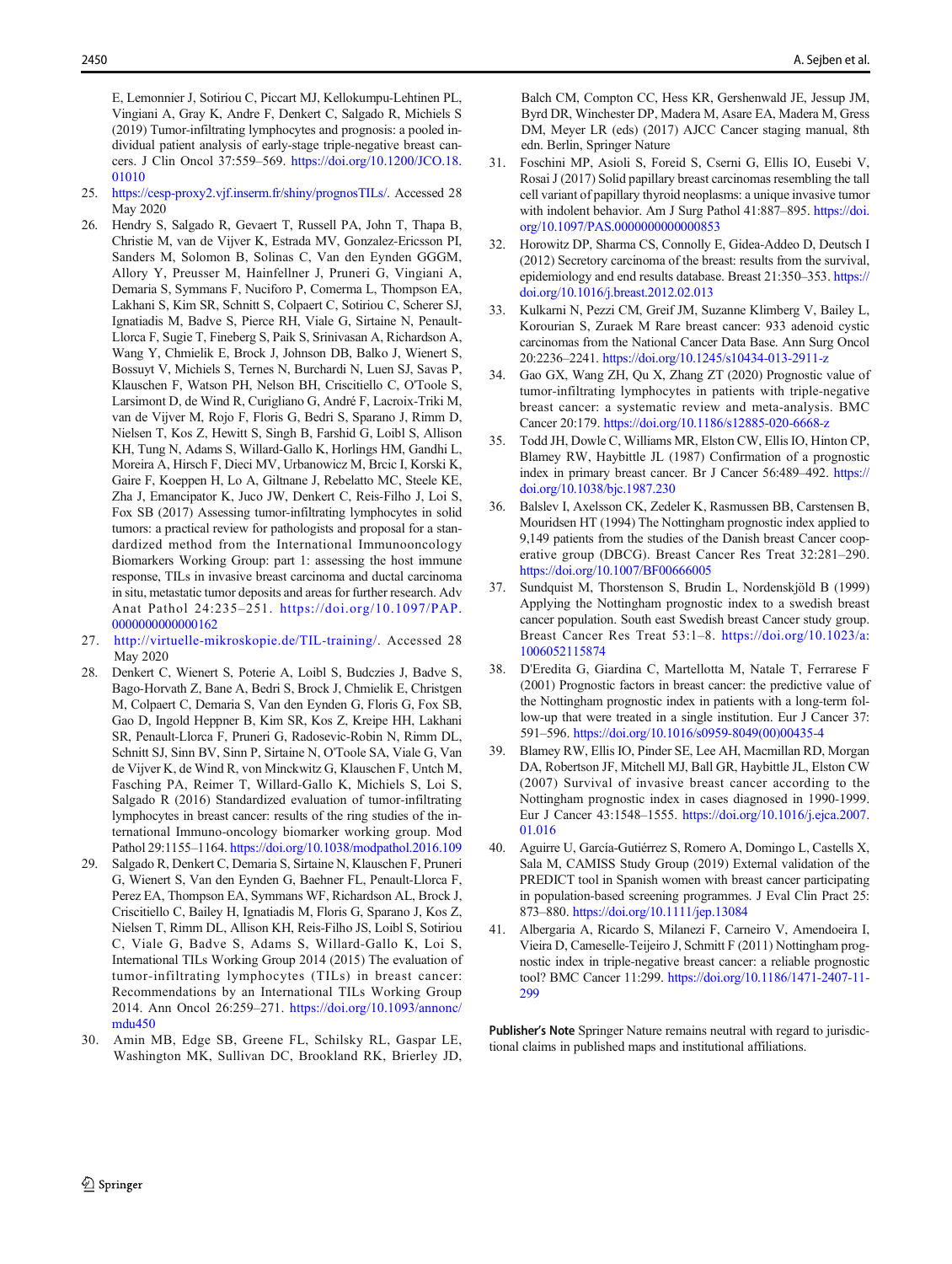E, Lemonnier J, Sotiriou C, Piccart MJ, Kellokumpu-Lehtinen PL, Vingiani A, Gray K, Andre F, Denkert C, Salgado R, Michiels S (2019) Tumor-infiltrating lymphocytes and prognosis: a pooled individual patient analysis of early-stage triple-negative breast cancers. J Clin Oncol 37:559–569. https://doi.org/10.1200/JCO.18.01010

25. https://cesp-proxy2.vjf.inserm.fr/shiny/prognosTILs/. Accessed 28 May 2020

26. Hendry S, Salgado R, Gevaert T, Russell PA, John T, Thapa B, Christie M, van de Vijver K, Estrada MV, Gonzalez-Ericsson PI, Sanders M, Solomon B, Solinas C, Van den Eynden GGGM, Allory Y, Preusser M, Hainfellner J, Pruneri G, Vingiani A, Demaria S, Symmans F, Nuciforo P, Comerma L, Thompson EA, Lakhani S, Kim SR, Schnitt S, Colpaert C, Sotiriou C, Scherer SJ, Ignatiadis M, Badve S, Pierce RH, Viale G, Sirtaine N, Penault-Llorca F, Sugie T, Fineberg S, Paik S, Srinivasan A, Richardson A, Wang Y, Chmielik E, Brock J, Johnson DB, Balko J, Wienert S, Bossuyt V, Michiels S, Ternes N, Burchardi N, Luen SJ, Savas P, Klauschen F, Watson PH, Nelson BH, Criscitiello C, O'Toole S, Larsimont D, de Wind R, Curigliano G, André F, Lacroix-Triki M, van de Vijver M, Rojo F, Floris G, Bedri S, Sparano J, Rimm D, Nielsen T, Kos Z, Hewitt S, Singh B, Farshid G, Loibl S, Allison KH, Tung N, Adams S, Willard-Gallo K, Horlings HM, Gandhi L, Moreira A, Hirsch F, Dieci MV, Urbanowicz M, Brcic I, Korski K, Gaire F, Koeppen H, Lo A, Giltnane J, Rebelatto MC, Steele KE, Zha J, Emancipator K, Juco JW, Denkert C, Reis-Filho J, Loi S, Fox SB (2017) Assessing tumor-infiltrating lymphocytes in solid tumors: a practical review for pathologists and proposal for a standardized method from the International Immunooncology Biomarkers Working Group: part 1: assessing the host immune response, TILs in invasive breast carcinoma and ductal carcinoma in situ, metastatic tumor deposits and areas for further research. Adv Anat Pathol 24:235–251. https://doi.org/10.1097/PAP.0000000000000162

27. http://virtuelle-mikroskopie.de/TIL-training/. Accessed 28 May 2020

28. Denkert C, Wienert S, Poterie A, Loibl S, Budczies J, Badve S, Bago-Horvath Z, Bane A, Bedri S, Brock J, Chmielik E, Christgen M, Colpaert C, Demaria S, Van den Eynden G, Floris G, Fox SB, Gao D, Ingold Heppner B, Kim SR, Kos Z, Kreipe HH, Lakhani SR, Penault-Llorca F, Pruneri G, Radosevic-Robin N, Rimm DL, Schnitt SJ, Sinn BV, Sinn P, Sirtaine N, O'Toole SA, Viale G, Van de Vijver K, de Wind R, von Minckwitz G, Klauschen F, Untch M, Fasching PA, Reimer T, Willard-Gallo K, Michiels S, Loi S, Salgado R (2016) Standardized evaluation of tumor-infiltrating lymphocytes in breast cancer: results of the ring studies of the international Immuno-oncology biomarker working group. Mod Pathol 29:1155–1164. https://doi.org/10.1038/modpathol.2016.109

29. Salgado R, Denkert C, Demaria S, Sirtaine N, Klauschen F, Pruneri G, Wienert S, Van den Eynden G, Baehner FL, Penault-Llorca F, Perez EA, Thompson EA, Symmans WF, Richardson AL, Brock J, Criscitiello C, Bailey H, Ignatiadis M, Floris G, Sparano J, Kos Z, Nielsen T, Rimm DL, Allison KH, Reis-Filho JS, Loibl S, Sotiriou C, Viale G, Badve S, Adams S, Willard-Gallo K, Loi S, International TILs Working Group 2014 (2015) The evaluation of tumor-infiltrating lymphocytes (TILs) in breast cancer: Recommendations by an International TILs Working Group 2014. Ann Oncol 26:259–271. https://doi.org/10.1093/annonc/mdu450

30. Amin MB, Edge SB, Greene FL, Schilsky RL, Gaspar LE, Washington MK, Sullivan DC, Brookland RK, Brierley JD, Balch CM, Compton CC, Hess KR, Gershenwald JE, Jessup JM, Byrd DR, Winchester DP, Madera M, Asare EA, Madera M, Gress DM, Meyer LR (eds) (2017) AJCC Cancer staging manual, 8th edn. Berlin, Springer Nature

31. Foschini MP, Asioli S, Foreid S, Cserni G, Ellis IO, Eusebi V, Rosai J (2017) Solid papillary breast carcinomas resembling the tall cell variant of papillary thyroid neoplasms: a unique invasive tumor with indolent behavior. Am J Surg Pathol 41:887–895. https://doi.org/10.1097/PAS.0000000000000853

32. Horowitz DP, Sharma CS, Connolly E, Gidea-Addeo D, Deutsch I (2012) Secretory carcinoma of the breast: results from the survival, epidemiology and end results database. Breast 21:350–353. https://doi.org/10.1016/j.breast.2012.02.013

33. Kulkarni N, Pezzi CM, Greif JM, Suzanne Klimberg V, Bailey L, Korourian S, Zuraek M Rare breast cancer: 933 adenoid cystic carcinomas from the National Cancer Data Base. Ann Surg Oncol 20:2236–2241. https://doi.org/10.1245/s10434-013-2911-z

34. Gao GX, Wang ZH, Qu X, Zhang ZT (2020) Prognostic value of tumor-infiltrating lymphocytes in patients with triple-negative breast cancer: a systematic review and meta-analysis. BMC Cancer 20:179. https://doi.org/10.1186/s12885-020-6668-z

35. Todd JH, Dowle C, Williams MR, Elston CW, Ellis IO, Hinton CP, Blamey RW, Haybittle JL (1987) Confirmation of a prognostic index in primary breast cancer. Br J Cancer 56:489–492. https://doi.org/10.1038/bjc.1987.230

36. Balslev I, Axelsson CK, Zedeler K, Rasmussen BB, Carstensen B, Mouridsen HT (1994) The Nottingham prognostic index applied to 9,149 patients from the studies of the Danish breast Cancer cooperative group (DBCG). Breast Cancer Res Treat 32:281–290. https://doi.org/10.1007/BF00666005

37. Sundquist M, Thorstenson S, Brudin L, Nordenskjöld B (1999) Applying the Nottingham prognostic index to a swedish breast cancer population. South east Swedish breast Cancer study group. Breast Cancer Res Treat 53:1–8. https://doi.org/10.1023/a:1006052115874

38. D'Eredita G, Giardina C, Martellotta M, Natale T, Ferrarese F (2001) Prognostic factors in breast cancer: the predictive value of the Nottingham prognostic index in patients with a long-term follow-up that were treated in a single institution. Eur J Cancer 37:591–596. https://doi.org/10.1016/s0959-8049(00)00435-4

39. Blamey RW, Ellis IO, Pinder SE, Lee AH, Macmillan RD, Morgan DA, Robertson JF, Mitchell MJ, Ball GR, Haybittle JL, Elston CW (2007) Survival of invasive breast cancer according to the Nottingham prognostic index in cases diagnosed in 1990-1999. Eur J Cancer 43:1548–1555. https://doi.org/10.1016/j.ejca.2007.01.016

40. Aguirre U, García-Gutiérrez S, Romero A, Domingo L, Castells X, Sala M, CAMISS Study Group (2019) External validation of the PREDICT tool in Spanish women with breast cancer participating in population-based screening programmes. J Eval Clin Pract 25:873–880. https://doi.org/10.1111/jep.13084

41. Albergaria A, Ricardo S, Milanezi F, Carneiro V, Amendoeira I, Vieira D, Cameselle-Teijeiro J, Schmitt F (2011) Nottingham prognostic index in triple-negative breast cancer: a reliable prognostic tool? BMC Cancer 11:299. https://doi.org/10.1186/1471-2407-11-299

**Publisher's Note** Springer Nature remains neutral with regard to jurisdictional claims in published maps and institutional affiliations.